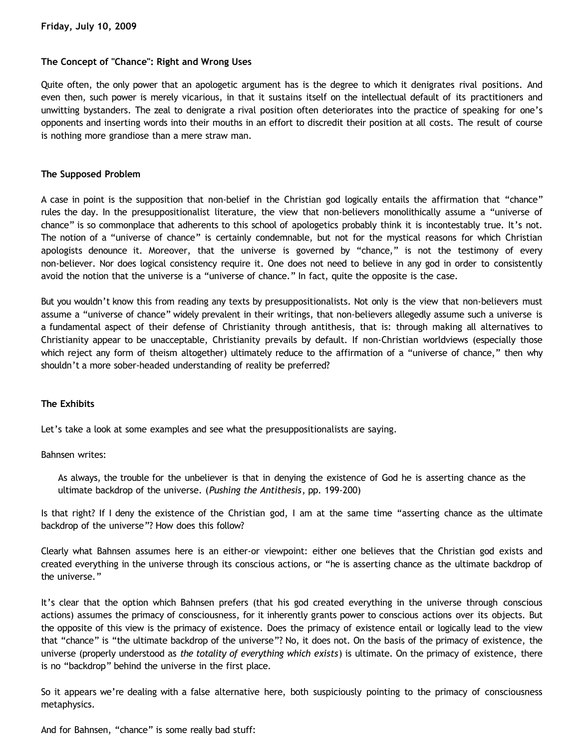**Friday, July 10, 2009**

# The Concept of "Chance": Right and Wrong Uses

Quite often, the only power that an apologetic argument has is the degree to which it denigrates rival positions. And even then, such power is merely vicarious, in that it sustains itself on the intellectual default of its practitioners and unwitting bystanders. The zeal to denigrate a rival position often deteriorates into the practice of speaking for one's opponents and inserting words into their mouths in an effort to discredit their position at all costs. The result of course is nothing more grandiose than a mere straw man.

## The Supposed Problem

A case in point is the supposition that non-belief in the Christian god logically entails the affirmation that "chance" rules the day. In the presuppositionalist literature, the view that non-believers monolithically assume a "universe of chance" is so commonplace that adherents to this school of apologetics probably think it is incontestably true. It's not. The notion of a "universe of chance" is certainly condemnable, but not for the mystical reasons for which Christian apologists denounce it. Moreover, that the universe is governed by "chance," is not the testimony of every non-believer. Nor does logical consistency require it. One does not need to believe in any god in order to consistently avoid the notion that the universe is a "universe of chance." In fact, quite the opposite is the case.

But you wouldn't know this from reading any texts by presuppositionalists. Not only is the view that non-believers must assume a "universe of chance" widely prevalent in their writings, that non-believers allegedly assume such a universe is a fundamental aspect of their defense of Christianity through antithesis, that is: through making all alternatives to Christianity appear to be unacceptable, Christianity prevails by default. If non-Christian worldviews (especially those which reject any form of theism altogether) ultimately reduce to the affirmation of a "universe of chance," then why shouldn't a more sober-headed understanding of reality be preferred?

## The Exhibits

Let's take a look at some examples and see what the presuppositionalists are saying.

Bahnsen writes:

> As always, the trouble for the unbeliever is that in denying the existence of God he is asserting chance as the ultimate backdrop of the universe. (*Pushing the Antithesis*, pp. 199-200)

Is that right? If I deny the existence of the Christian god, I am at the same time "asserting chance as the ultimate backdrop of the universe"? How does this follow?

Clearly what Bahnsen assumes here is an either-or viewpoint: either one believes that the Christian god exists and created everything in the universe through its conscious actions, or "he is asserting chance as the ultimate backdrop of the universe."

It's clear that the option which Bahnsen prefers (that his god created everything in the universe through conscious actions) assumes the primacy of consciousness, for it inherently grants power to conscious actions over its objects. But the opposite of this view is the primacy of existence. Does the primacy of existence entail or logically lead to the view that "chance" is "the ultimate backdrop of the universe"? No, it does not. On the basis of the primacy of existence, the universe (properly understood as *the totality of everything which exists*) is ultimate. On the primacy of existence, there is no "backdrop" behind the universe in the first place.

So it appears we're dealing with a false alternative here, both suspiciously pointing to the primacy of consciousness metaphysics.

And for Bahnsen, "chance" is some really bad stuff: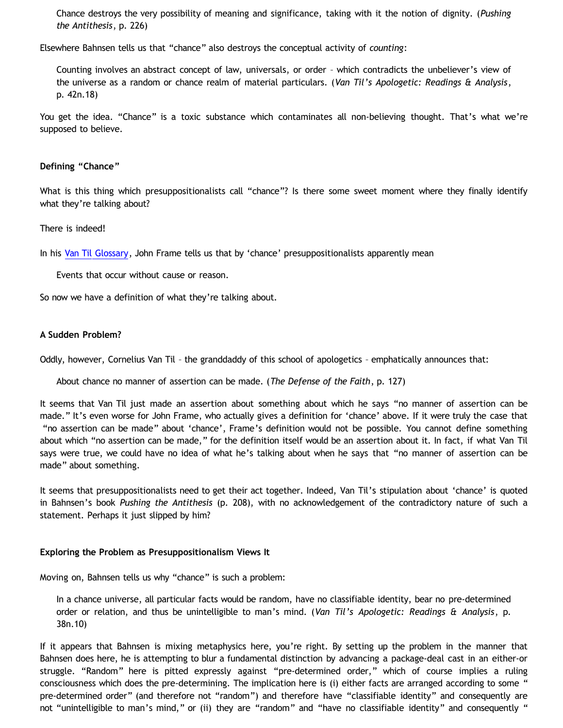> Chance destroys the very possibility of meaning and significance, taking with it the notion of dignity. (*Pushing the Antithesis*, p. 226)

Elsewhere Bahnsen tells us that "chance" also destroys the conceptual activity of *counting*:

> Counting involves an abstract concept of law, universals, or order – which contradicts the unbeliever's view of the universe as a random or chance realm of material particulars. (*Van Til's Apologetic: Readings & Analysis*, p. 42n.18)

You get the idea. "Chance" is a toxic substance which contaminates all non-believing thought. That's what we're supposed to believe.

**Defining "Chance"**

What is this thing which presuppositionalists call "chance"? Is there some sweet moment where they finally identify what they're talking about?

There is indeed!

In his Van Til Glossary, John Frame tells us that by 'chance' presuppositionalists apparently mean

> Events that occur without cause or reason.

So now we have a definition of what they're talking about.

**A Sudden Problem?**

Oddly, however, Cornelius Van Til – the granddaddy of this school of apologetics – emphatically announces that:

> About chance no manner of assertion can be made. (*The Defense of the Faith*, p. 127)

It seems that Van Til just made an assertion about something about which he says "no manner of assertion can be made." It's even worse for John Frame, who actually gives a definition for 'chance' above. If it were truly the case that "no assertion can be made" about 'chance', Frame's definition would not be possible. You cannot define something about which "no assertion can be made," for the definition itself would be an assertion about it. In fact, if what Van Til says were true, we could have no idea of what he's talking about when he says that "no manner of assertion can be made" about something.

It seems that presuppositionalists need to get their act together. Indeed, Van Til's stipulation about 'chance' is quoted in Bahnsen's book *Pushing the Antithesis* (p. 208), with no acknowledgement of the contradictory nature of such a statement. Perhaps it just slipped by him?

**Exploring the Problem as Presuppositionalism Views It**

Moving on, Bahnsen tells us why "chance" is such a problem:

> In a chance universe, all particular facts would be random, have no classifiable identity, bear no pre-determined order or relation, and thus be unintelligible to man's mind. (*Van Til's Apologetic: Readings & Analysis*, p. 38n.10)

If it appears that Bahnsen is mixing metaphysics here, you're right. By setting up the problem in the manner that Bahnsen does here, he is attempting to blur a fundamental distinction by advancing a package-deal cast in an either-or struggle. "Random" here is pitted expressly against "pre-determined order," which of course implies a ruling consciousness which does the pre-determining. The implication here is (i) either facts are arranged according to some "pre-determined order" (and therefore not "random") and therefore have "classifiable identity" and consequently are not "unintelligible to man's mind," or (ii) they are "random" and "have no classifiable identity" and consequently "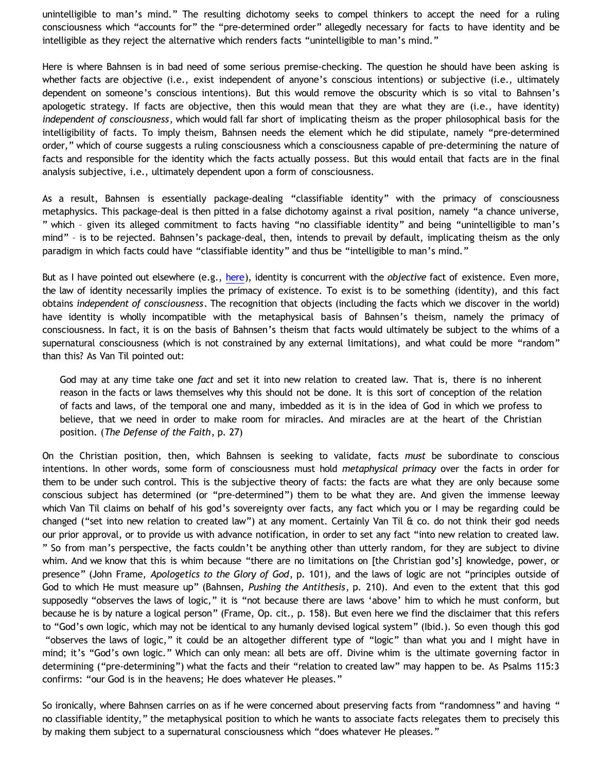unintelligible to man's mind." The resulting dichotomy seeks to compel thinkers to accept the need for a ruling consciousness which "accounts for" the "pre-determined order" allegedly necessary for facts to have identity and be intelligible as they reject the alternative which renders facts "unintelligible to man's mind."

Here is where Bahnsen is in bad need of some serious premise-checking. The question he should have been asking is whether facts are objective (i.e., exist independent of anyone's conscious intentions) or subjective (i.e., ultimately dependent on someone's conscious intentions). But this would remove the obscurity which is so vital to Bahnsen's apologetic strategy. If facts are objective, then this would mean that they are what they are (i.e., have identity) *independent of consciousness*, which would fall far short of implicating theism as the proper philosophical basis for the intelligibility of facts. To imply theism, Bahnsen needs the element which he did stipulate, namely "pre-determined order," which of course suggests a ruling consciousness which a consciousness capable of pre-determining the nature of facts and responsible for the identity which the facts actually possess. But this would entail that facts are in the final analysis subjective, i.e., ultimately dependent upon a form of consciousness.

As a result, Bahnsen is essentially package-dealing "classifiable identity" with the primacy of consciousness metaphysics. This package-deal is then pitted in a false dichotomy against a rival position, namely "a chance universe, " which – given its alleged commitment to facts having "no classifiable identity" and being "unintelligible to man's mind" – is to be rejected. Bahnsen's package-deal, then, intends to prevail by default, implicating theism as the only paradigm in which facts could have "classifiable identity" and thus be "intelligible to man's mind."

But as I have pointed out elsewhere (e.g., here), identity is concurrent with the *objective* fact of existence. Even more, the law of identity necessarily implies the primacy of existence. To exist is to be something (identity), and this fact obtains *independent of consciousness*. The recognition that objects (including the facts which we discover in the world) have identity is wholly incompatible with the metaphysical basis of Bahnsen's theism, namely the primacy of consciousness. In fact, it is on the basis of Bahnsen's theism that facts would ultimately be subject to the whims of a supernatural consciousness (which is not constrained by any external limitations), and what could be more "random" than this? As Van Til pointed out:

> God may at any time take one *fact* and set it into new relation to created law. That is, there is no inherent reason in the facts or laws themselves why this should not be done. It is this sort of conception of the relation of facts and laws, of the temporal one and many, imbedded as it is in the idea of God in which we profess to believe, that we need in order to make room for miracles. And miracles are at the heart of the Christian position. (*The Defense of the Faith*, p. 27)

On the Christian position, then, which Bahnsen is seeking to validate, facts *must* be subordinate to conscious intentions. In other words, some form of consciousness must hold *metaphysical primacy* over the facts in order for them to be under such control. This is the subjective theory of facts: the facts are what they are only because some conscious subject has determined (or "pre-determined") them to be what they are. And given the immense leeway which Van Til claims on behalf of his god's sovereignty over facts, any fact which you or I may be regarding could be changed ("set into new relation to created law") at any moment. Certainly Van Til & co. do not think their god needs our prior approval, or to provide us with advance notification, in order to set any fact "into new relation to created law. " So from man's perspective, the facts couldn't be anything other than utterly random, for they are subject to divine whim. And we know that this is whim because "there are no limitations on [the Christian god's] knowledge, power, or presence" (John Frame, *Apologetics to the Glory of God*, p. 101), and the laws of logic are not "principles outside of God to which He must measure up" (Bahnsen, *Pushing the Antithesis*, p. 210). And even to the extent that this god supposedly "observes the laws of logic," it is "not because there are laws 'above' him to which he must conform, but because he is by nature a logical person" (Frame, Op. cit., p. 158). But even here we find the disclaimer that this refers to "God's own logic, which may not be identical to any humanly devised logical system" (Ibid.). So even though this god "observes the laws of logic," it could be an altogether different type of "logic" than what you and I might have in mind; it's "God's own logic." Which can only mean: all bets are off. Divine whim is the ultimate governing factor in determining ("pre-determining") what the facts and their "relation to created law" may happen to be. As Psalms 115:3 confirms: "our God is in the heavens; He does whatever He pleases."

So ironically, where Bahnsen carries on as if he were concerned about preserving facts from "randomness" and having " no classifiable identity," the metaphysical position to which he wants to associate facts relegates them to precisely this by making them subject to a supernatural consciousness which "does whatever He pleases."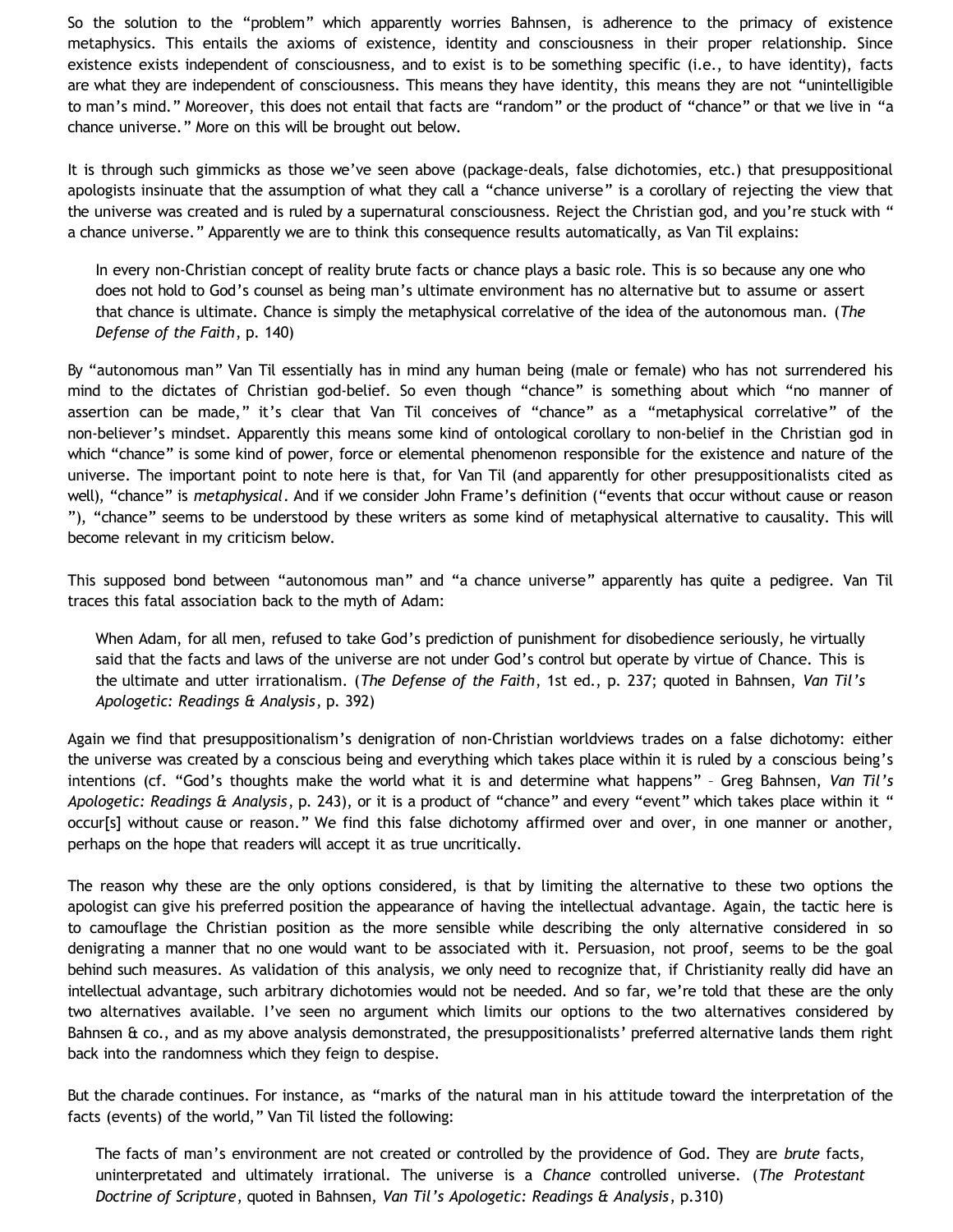So the solution to the "problem" which apparently worries Bahnsen, is adherence to the primacy of existence metaphysics. This entails the axioms of existence, identity and consciousness in their proper relationship. Since existence exists independent of consciousness, and to exist is to be something specific (i.e., to have identity), facts are what they are independent of consciousness. This means they have identity, this means they are not "unintelligible to man's mind." Moreover, this does not entail that facts are "random" or the product of "chance" or that we live in "a chance universe." More on this will be brought out below.

It is through such gimmicks as those we've seen above (package-deals, false dichotomies, etc.) that presuppositional apologists insinuate that the assumption of what they call a "chance universe" is a corollary of rejecting the view that the universe was created and is ruled by a supernatural consciousness. Reject the Christian god, and you're stuck with " a chance universe." Apparently we are to think this consequence results automatically, as Van Til explains:

> In every non-Christian concept of reality brute facts or chance plays a basic role. This is so because any one who does not hold to God's counsel as being man's ultimate environment has no alternative but to assume or assert that chance is ultimate. Chance is simply the metaphysical correlative of the idea of the autonomous man. (*The Defense of the Faith*, p. 140)

By "autonomous man" Van Til essentially has in mind any human being (male or female) who has not surrendered his mind to the dictates of Christian god-belief. So even though "chance" is something about which "no manner of assertion can be made," it's clear that Van Til conceives of "chance" as a "metaphysical correlative" of the non-believer's mindset. Apparently this means some kind of ontological corollary to non-belief in the Christian god in which "chance" is some kind of power, force or elemental phenomenon responsible for the existence and nature of the universe. The important point to note here is that, for Van Til (and apparently for other presuppositionalists cited as well), "chance" is *metaphysical*. And if we consider John Frame's definition ("events that occur without cause or reason "), "chance" seems to be understood by these writers as some kind of metaphysical alternative to causality. This will become relevant in my criticism below.

This supposed bond between "autonomous man" and "a chance universe" apparently has quite a pedigree. Van Til traces this fatal association back to the myth of Adam:

> When Adam, for all men, refused to take God's prediction of punishment for disobedience seriously, he virtually said that the facts and laws of the universe are not under God's control but operate by virtue of Chance. This is the ultimate and utter irrationalism. (*The Defense of the Faith*, 1st ed., p. 237; quoted in Bahnsen, *Van Til's Apologetic: Readings & Analysis*, p. 392)

Again we find that presuppositionalism's denigration of non-Christian worldviews trades on a false dichotomy: either the universe was created by a conscious being and everything which takes place within it is ruled by a conscious being's intentions (cf. "God's thoughts make the world what it is and determine what happens" – Greg Bahnsen, *Van Til's Apologetic: Readings & Analysis*, p. 243), or it is a product of "chance" and every "event" which takes place within it " occur[s] without cause or reason." We find this false dichotomy affirmed over and over, in one manner or another, perhaps on the hope that readers will accept it as true uncritically.

The reason why these are the only options considered, is that by limiting the alternative to these two options the apologist can give his preferred position the appearance of having the intellectual advantage. Again, the tactic here is to camouflage the Christian position as the more sensible while describing the only alternative considered in so denigrating a manner that no one would want to be associated with it. Persuasion, not proof, seems to be the goal behind such measures. As validation of this analysis, we only need to recognize that, if Christianity really did have an intellectual advantage, such arbitrary dichotomies would not be needed. And so far, we're told that these are the only two alternatives available. I've seen no argument which limits our options to the two alternatives considered by Bahnsen & co., and as my above analysis demonstrated, the presuppositionalists' preferred alternative lands them right back into the randomness which they feign to despise.

But the charade continues. For instance, as "marks of the natural man in his attitude toward the interpretation of the facts (events) of the world," Van Til listed the following:

> The facts of man's environment are not created or controlled by the providence of God. They are *brute* facts, uninterpretated and ultimately irrational. The universe is a *Chance* controlled universe. (*The Protestant Doctrine of Scripture*, quoted in Bahnsen, *Van Til's Apologetic: Readings & Analysis*, p.310)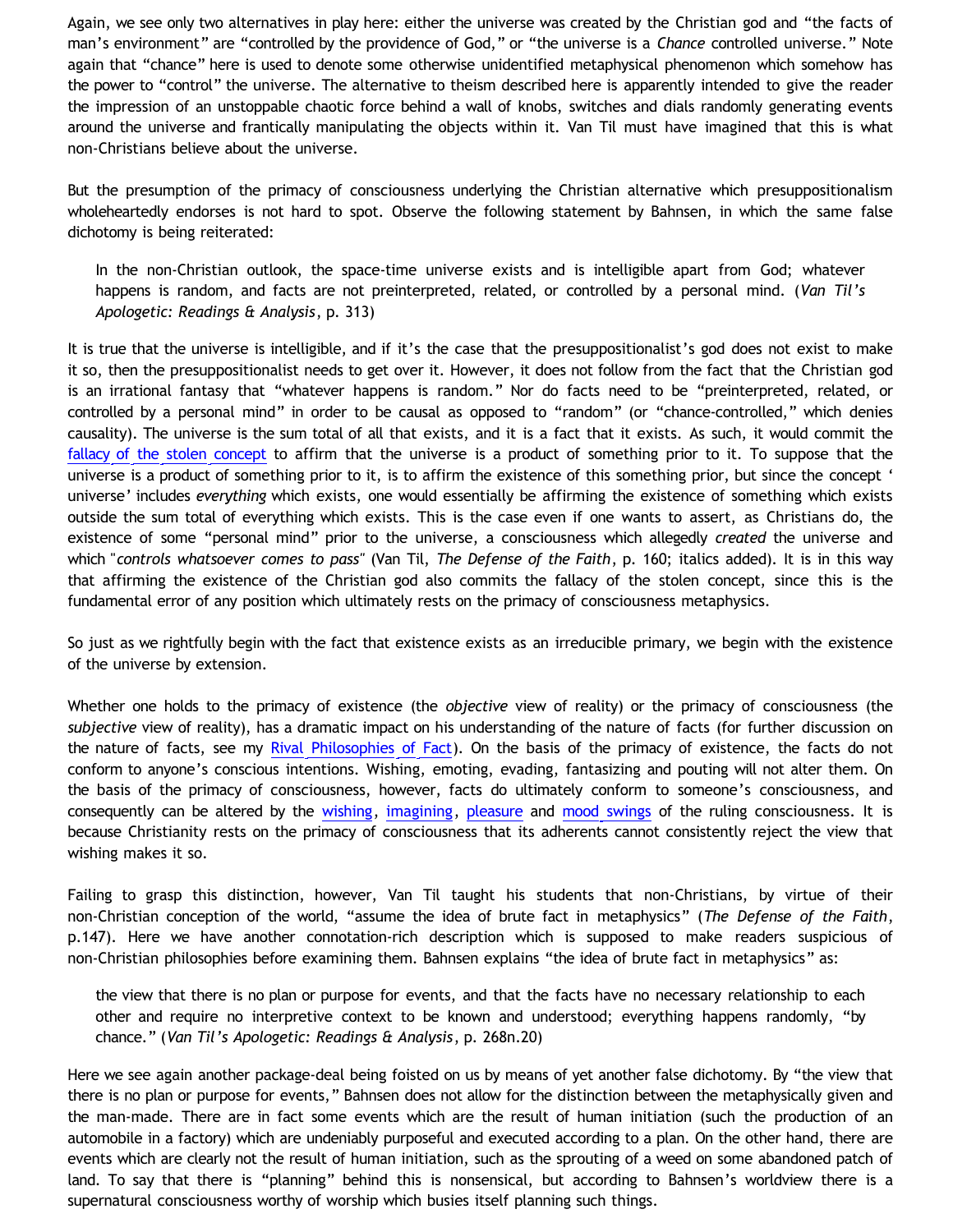Again, we see only two alternatives in play here: either the universe was created by the Christian god and "the facts of man's environment" are "controlled by the providence of God," or "the universe is a *Chance* controlled universe." Note again that "chance" here is used to denote some otherwise unidentified metaphysical phenomenon which somehow has the power to "control" the universe. The alternative to theism described here is apparently intended to give the reader the impression of an unstoppable chaotic force behind a wall of knobs, switches and dials randomly generating events around the universe and frantically manipulating the objects within it. Van Til must have imagined that this is what non-Christians believe about the universe.

But the presumption of the primacy of consciousness underlying the Christian alternative which presuppositionalism wholeheartedly endorses is not hard to spot. Observe the following statement by Bahnsen, in which the same false dichotomy is being reiterated:

> In the non-Christian outlook, the space-time universe exists and is intelligible apart from God; whatever happens is random, and facts are not preinterpreted, related, or controlled by a personal mind. (*Van Til's Apologetic: Readings & Analysis*, p. 313)

It is true that the universe is intelligible, and if it's the case that the presuppositionalist's god does not exist to make it so, then the presuppositionalist needs to get over it. However, it does not follow from the fact that the Christian god is an irrational fantasy that "whatever happens is random." Nor do facts need to be "preinterpreted, related, or controlled by a personal mind" in order to be causal as opposed to "random" (or "chance-controlled," which denies causality). The universe is the sum total of all that exists, and it is a fact that it exists. As such, it would commit the [fallacy of the stolen concept] to affirm that the universe is a product of something prior to it. To suppose that the universe is a product of something prior to it, is to affirm the existence of this something prior, but since the concept ' universe' includes *everything* which exists, one would essentially be affirming the existence of something which exists outside the sum total of everything which exists. This is the case even if one wants to assert, as Christians do, the existence of some "personal mind" prior to the universe, a consciousness which allegedly *created* the universe and which "*controls whatsoever comes to pass*" (Van Til, *The Defense of the Faith*, p. 160; italics added). It is in this way that affirming the existence of the Christian god also commits the fallacy of the stolen concept, since this is the fundamental error of any position which ultimately rests on the primacy of consciousness metaphysics.

So just as we rightfully begin with the fact that existence exists as an irreducible primary, we begin with the existence of the universe by extension.

Whether one holds to the primacy of existence (the *objective* view of reality) or the primacy of consciousness (the *subjective* view of reality), has a dramatic impact on his understanding of the nature of facts (for further discussion on the nature of facts, see my [Rival Philosophies of Fact]). On the basis of the primacy of existence, the facts do not conform to anyone's conscious intentions. Wishing, emoting, evading, fantasizing and pouting will not alter them. On the basis of the primacy of consciousness, however, facts do ultimately conform to someone's consciousness, and consequently can be altered by the [wishing], [imagining], [pleasure] and [mood swings] of the ruling consciousness. It is because Christianity rests on the primacy of consciousness that its adherents cannot consistently reject the view that wishing makes it so.

Failing to grasp this distinction, however, Van Til taught his students that non-Christians, by virtue of their non-Christian conception of the world, "assume the idea of brute fact in metaphysics" (*The Defense of the Faith*, p.147). Here we have another connotation-rich description which is supposed to make readers suspicious of non-Christian philosophies before examining them. Bahnsen explains "the idea of brute fact in metaphysics" as:

> the view that there is no plan or purpose for events, and that the facts have no necessary relationship to each other and require no interpretive context to be known and understood; everything happens randomly, "by chance." (*Van Til's Apologetic: Readings & Analysis*, p. 268n.20)

Here we see again another package-deal being foisted on us by means of yet another false dichotomy. By "the view that there is no plan or purpose for events," Bahnsen does not allow for the distinction between the metaphysically given and the man-made. There are in fact some events which are the result of human initiation (such the production of an automobile in a factory) which are undeniably purposeful and executed according to a plan. On the other hand, there are events which are clearly not the result of human initiation, such as the sprouting of a weed on some abandoned patch of land. To say that there is "planning" behind this is nonsensical, but according to Bahnsen's worldview there is a supernatural consciousness worthy of worship which busies itself planning such things.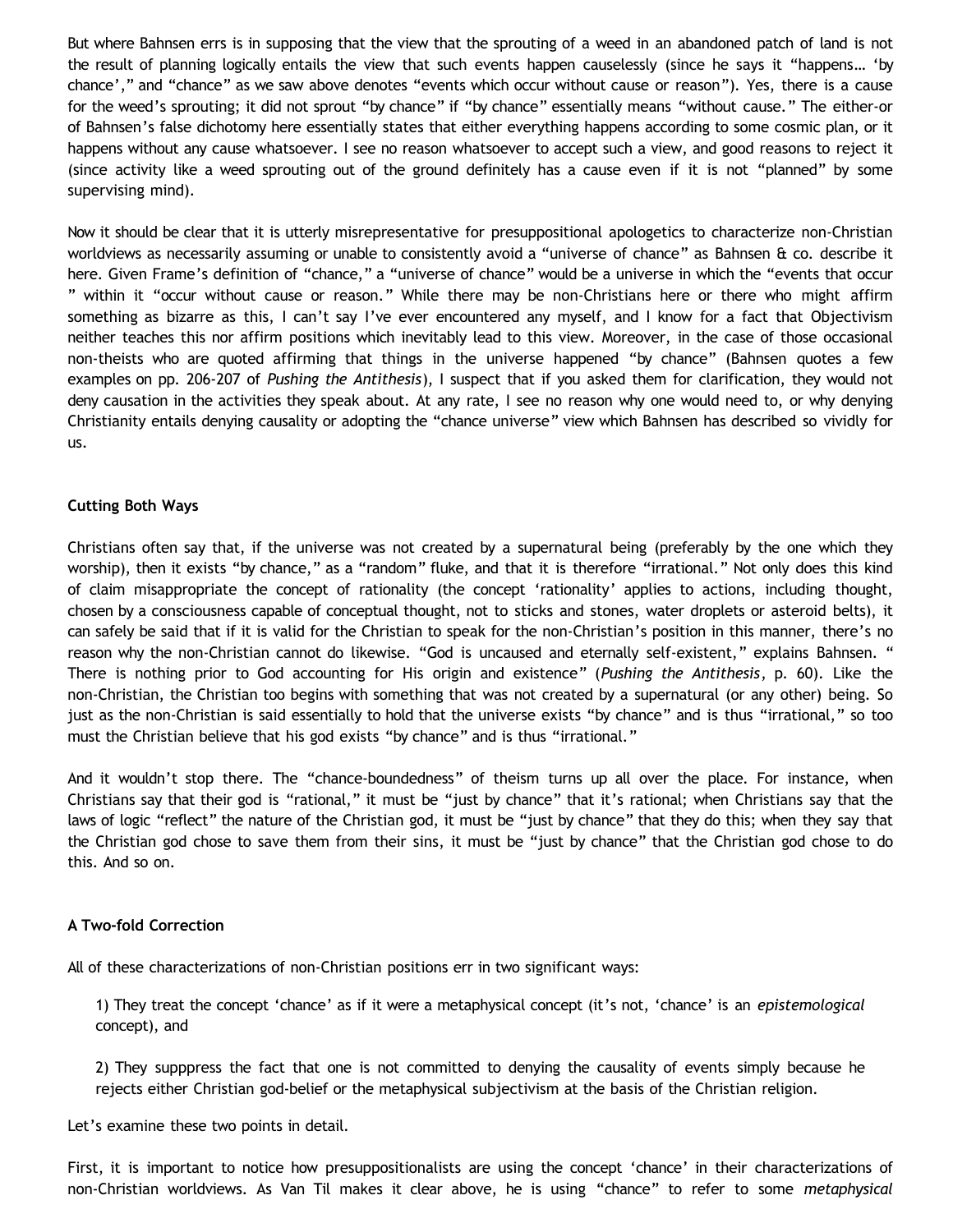But where Bahnsen errs is in supposing that the view that the sprouting of a weed in an abandoned patch of land is not the result of planning logically entails the view that such events happen causelessly (since he says it "happens… 'by chance'," and "chance" as we saw above denotes "events which occur without cause or reason"). Yes, there is a cause for the weed's sprouting; it did not sprout "by chance" if "by chance" essentially means "without cause." The either-or of Bahnsen's false dichotomy here essentially states that either everything happens according to some cosmic plan, or it happens without any cause whatsoever. I see no reason whatsoever to accept such a view, and good reasons to reject it (since activity like a weed sprouting out of the ground definitely has a cause even if it is not "planned" by some supervising mind).

Now it should be clear that it is utterly misrepresentative for presuppositional apologetics to characterize non-Christian worldviews as necessarily assuming or unable to consistently avoid a "universe of chance" as Bahnsen & co. describe it here. Given Frame's definition of "chance," a "universe of chance" would be a universe in which the "events that occur " within it "occur without cause or reason." While there may be non-Christians here or there who might affirm something as bizarre as this, I can't say I've ever encountered any myself, and I know for a fact that Objectivism neither teaches this nor affirm positions which inevitably lead to this view. Moreover, in the case of those occasional non-theists who are quoted affirming that things in the universe happened "by chance" (Bahnsen quotes a few examples on pp. 206-207 of *Pushing the Antithesis*), I suspect that if you asked them for clarification, they would not deny causation in the activities they speak about. At any rate, I see no reason why one would need to, or why denying Christianity entails denying causality or adopting the "chance universe" view which Bahnsen has described so vividly for us.

### Cutting Both Ways

Christians often say that, if the universe was not created by a supernatural being (preferably by the one which they worship), then it exists "by chance," as a "random" fluke, and that it is therefore "irrational." Not only does this kind of claim misappropriate the concept of rationality (the concept 'rationality' applies to actions, including thought, chosen by a consciousness capable of conceptual thought, not to sticks and stones, water droplets or asteroid belts), it can safely be said that if it is valid for the Christian to speak for the non-Christian's position in this manner, there's no reason why the non-Christian cannot do likewise. "God is uncaused and eternally self-existent," explains Bahnsen. " There is nothing prior to God accounting for His origin and existence" (*Pushing the Antithesis*, p. 60). Like the non-Christian, the Christian too begins with something that was not created by a supernatural (or any other) being. So just as the non-Christian is said essentially to hold that the universe exists "by chance" and is thus "irrational," so too must the Christian believe that his god exists "by chance" and is thus "irrational."

And it wouldn't stop there. The "chance-boundedness" of theism turns up all over the place. For instance, when Christians say that their god is "rational," it must be "just by chance" that it's rational; when Christians say that the laws of logic "reflect" the nature of the Christian god, it must be "just by chance" that they do this; when they say that the Christian god chose to save them from their sins, it must be "just by chance" that the Christian god chose to do this. And so on.

### A Two-fold Correction

All of these characterizations of non-Christian positions err in two significant ways:

1) They treat the concept 'chance' as if it were a metaphysical concept (it's not, 'chance' is an *epistemological* concept), and

2) They supppress the fact that one is not committed to denying the causality of events simply because he rejects either Christian god-belief or the metaphysical subjectivism at the basis of the Christian religion.

Let's examine these two points in detail.

First, it is important to notice how presuppositionalists are using the concept 'chance' in their characterizations of non-Christian worldviews. As Van Til makes it clear above, he is using "chance" to refer to some *metaphysical*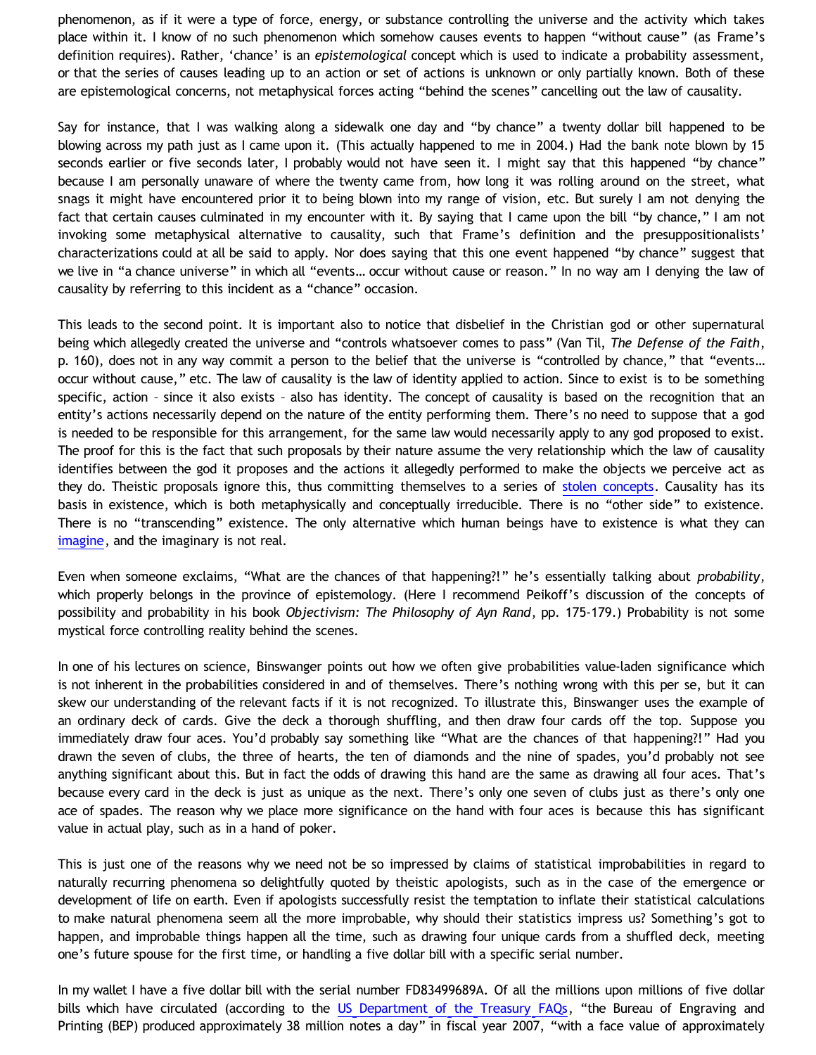phenomenon, as if it were a type of force, energy, or substance controlling the universe and the activity which takes place within it. I know of no such phenomenon which somehow causes events to happen "without cause" (as Frame's definition requires). Rather, 'chance' is an *epistemological* concept which is used to indicate a probability assessment, or that the series of causes leading up to an action or set of actions is unknown or only partially known. Both of these are epistemological concerns, not metaphysical forces acting "behind the scenes" cancelling out the law of causality.

Say for instance, that I was walking along a sidewalk one day and "by chance" a twenty dollar bill happened to be blowing across my path just as I came upon it. (This actually happened to me in 2004.) Had the bank note blown by 15 seconds earlier or five seconds later, I probably would not have seen it. I might say that this happened "by chance" because I am personally unaware of where the twenty came from, how long it was rolling around on the street, what snags it might have encountered prior it to being blown into my range of vision, etc. But surely I am not denying the fact that certain causes culminated in my encounter with it. By saying that I came upon the bill "by chance," I am not invoking some metaphysical alternative to causality, such that Frame's definition and the presuppositionalists' characterizations could at all be said to apply. Nor does saying that this one event happened "by chance" suggest that we live in "a chance universe" in which all "events… occur without cause or reason." In no way am I denying the law of causality by referring to this incident as a "chance" occasion.

This leads to the second point. It is important also to notice that disbelief in the Christian god or other supernatural being which allegedly created the universe and "controls whatsoever comes to pass" (Van Til, *The Defense of the Faith*, p. 160), does not in any way commit a person to the belief that the universe is "controlled by chance," that "events… occur without cause," etc. The law of causality is the law of identity applied to action. Since to exist is to be something specific, action – since it also exists – also has identity. The concept of causality is based on the recognition that an entity's actions necessarily depend on the nature of the entity performing them. There's no need to suppose that a god is needed to be responsible for this arrangement, for the same law would necessarily apply to any god proposed to exist. The proof for this is the fact that such proposals by their nature assume the very relationship which the law of causality identifies between the god it proposes and the actions it allegedly performed to make the objects we perceive act as they do. Theistic proposals ignore this, thus committing themselves to a series of stolen concepts. Causality has its basis in existence, which is both metaphysically and conceptually irreducible. There is no "other side" to existence. There is no "transcending" existence. The only alternative which human beings have to existence is what they can imagine, and the imaginary is not real.

Even when someone exclaims, "What are the chances of that happening?!" he's essentially talking about *probability*, which properly belongs in the province of epistemology. (Here I recommend Peikoff's discussion of the concepts of possibility and probability in his book *Objectivism: The Philosophy of Ayn Rand*, pp. 175-179.) Probability is not some mystical force controlling reality behind the scenes.

In one of his lectures on science, Binswanger points out how we often give probabilities value-laden significance which is not inherent in the probabilities considered in and of themselves. There's nothing wrong with this per se, but it can skew our understanding of the relevant facts if it is not recognized. To illustrate this, Binswanger uses the example of an ordinary deck of cards. Give the deck a thorough shuffling, and then draw four cards off the top. Suppose you immediately draw four aces. You'd probably say something like "What are the chances of that happening?!" Had you drawn the seven of clubs, the three of hearts, the ten of diamonds and the nine of spades, you'd probably not see anything significant about this. But in fact the odds of drawing this hand are the same as drawing all four aces. That's because every card in the deck is just as unique as the next. There's only one seven of clubs just as there's only one ace of spades. The reason why we place more significance on the hand with four aces is because this has significant value in actual play, such as in a hand of poker.

This is just one of the reasons why we need not be so impressed by claims of statistical improbabilities in regard to naturally recurring phenomena so delightfully quoted by theistic apologists, such as in the case of the emergence or development of life on earth. Even if apologists successfully resist the temptation to inflate their statistical calculations to make natural phenomena seem all the more improbable, why should their statistics impress us? Something's got to happen, and improbable things happen all the time, such as drawing four unique cards from a shuffled deck, meeting one's future spouse for the first time, or handling a five dollar bill with a specific serial number.

In my wallet I have a five dollar bill with the serial number FD83499689A. Of all the millions upon millions of five dollar bills which have circulated (according to the US Department of the Treasury FAQs, "the Bureau of Engraving and Printing (BEP) produced approximately 38 million notes a day" in fiscal year 2007, "with a face value of approximately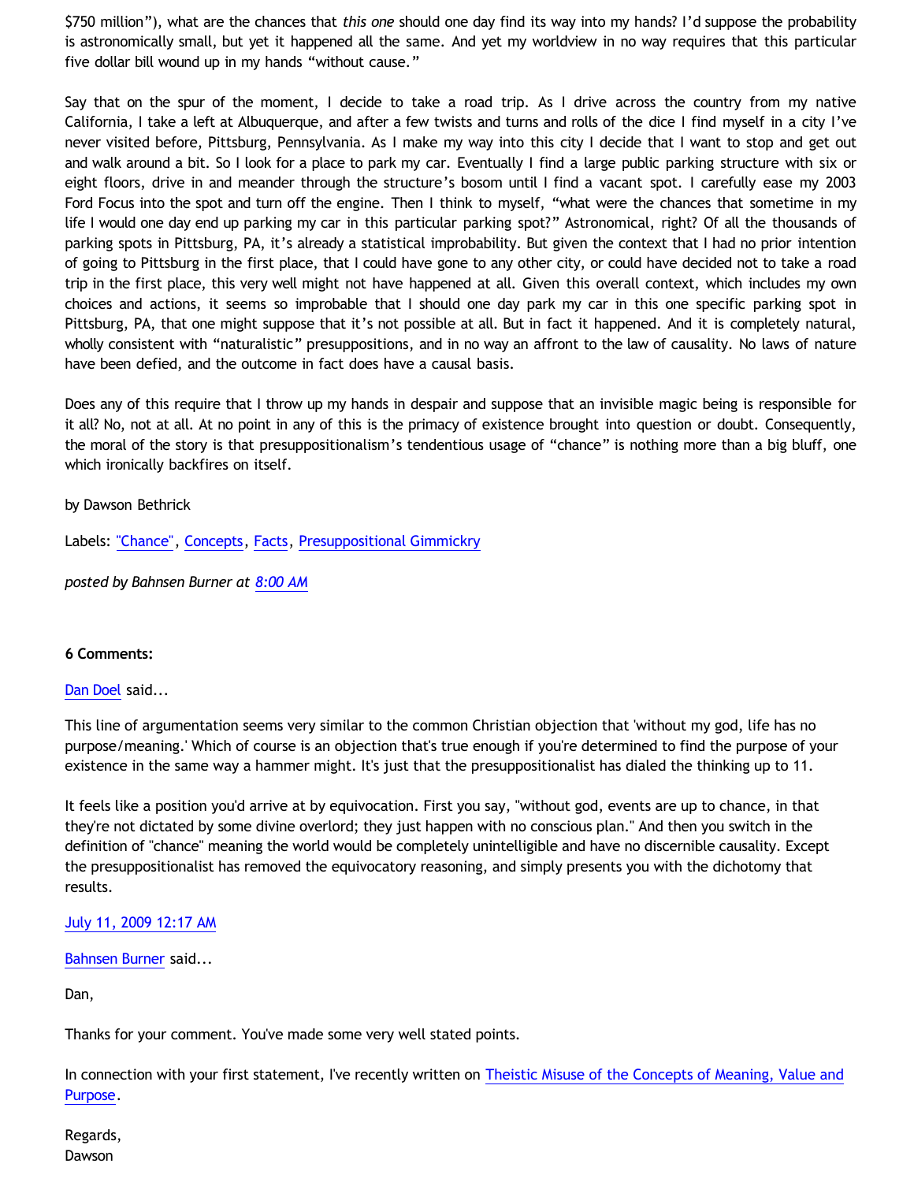$750 million"), what are the chances that *this one* should one day find its way into my hands? I'd suppose the probability is astronomically small, but yet it happened all the same. And yet my worldview in no way requires that this particular five dollar bill wound up in my hands "without cause."

Say that on the spur of the moment, I decide to take a road trip. As I drive across the country from my native California, I take a left at Albuquerque, and after a few twists and turns and rolls of the dice I find myself in a city I've never visited before, Pittsburg, Pennsylvania. As I make my way into this city I decide that I want to stop and get out and walk around a bit. So I look for a place to park my car. Eventually I find a large public parking structure with six or eight floors, drive in and meander through the structure's bosom until I find a vacant spot. I carefully ease my 2003 Ford Focus into the spot and turn off the engine. Then I think to myself, "what were the chances that sometime in my life I would one day end up parking my car in this particular parking spot?" Astronomical, right? Of all the thousands of parking spots in Pittsburg, PA, it's already a statistical improbability. But given the context that I had no prior intention of going to Pittsburg in the first place, that I could have gone to any other city, or could have decided not to take a road trip in the first place, this very well might not have happened at all. Given this overall context, which includes my own choices and actions, it seems so improbable that I should one day park my car in this one specific parking spot in Pittsburg, PA, that one might suppose that it's not possible at all. But in fact it happened. And it is completely natural, wholly consistent with "naturalistic" presuppositions, and in no way an affront to the law of causality. No laws of nature have been defied, and the outcome in fact does have a causal basis.

Does any of this require that I throw up my hands in despair and suppose that an invisible magic being is responsible for it all? No, not at all. At no point in any of this is the primacy of existence brought into question or doubt. Consequently, the moral of the story is that presuppositionalism's tendentious usage of "chance" is nothing more than a big bluff, one which ironically backfires on itself.

by Dawson Bethrick

Labels: "Chance", Concepts, Facts, Presuppositional Gimmickry

*posted by Bahnsen Burner at 8:00 AM*

**6 Comments:**

Dan Doel said...

This line of argumentation seems very similar to the common Christian objection that 'without my god, life has no purpose/meaning.' Which of course is an objection that's true enough if you're determined to find the purpose of your existence in the same way a hammer might. It's just that the presuppositionalist has dialed the thinking up to 11.

It feels like a position you'd arrive at by equivocation. First you say, "without god, events are up to chance, in that they're not dictated by some divine overlord; they just happen with no conscious plan." And then you switch in the definition of "chance" meaning the world would be completely unintelligible and have no discernible causality. Except the presuppositionalist has removed the equivocatory reasoning, and simply presents you with the dichotomy that results.

July 11, 2009 12:17 AM

Bahnsen Burner said...

Dan,

Thanks for your comment. You've made some very well stated points.

In connection with your first statement, I've recently written on Theistic Misuse of the Concepts of Meaning, Value and Purpose.

Regards,
Dawson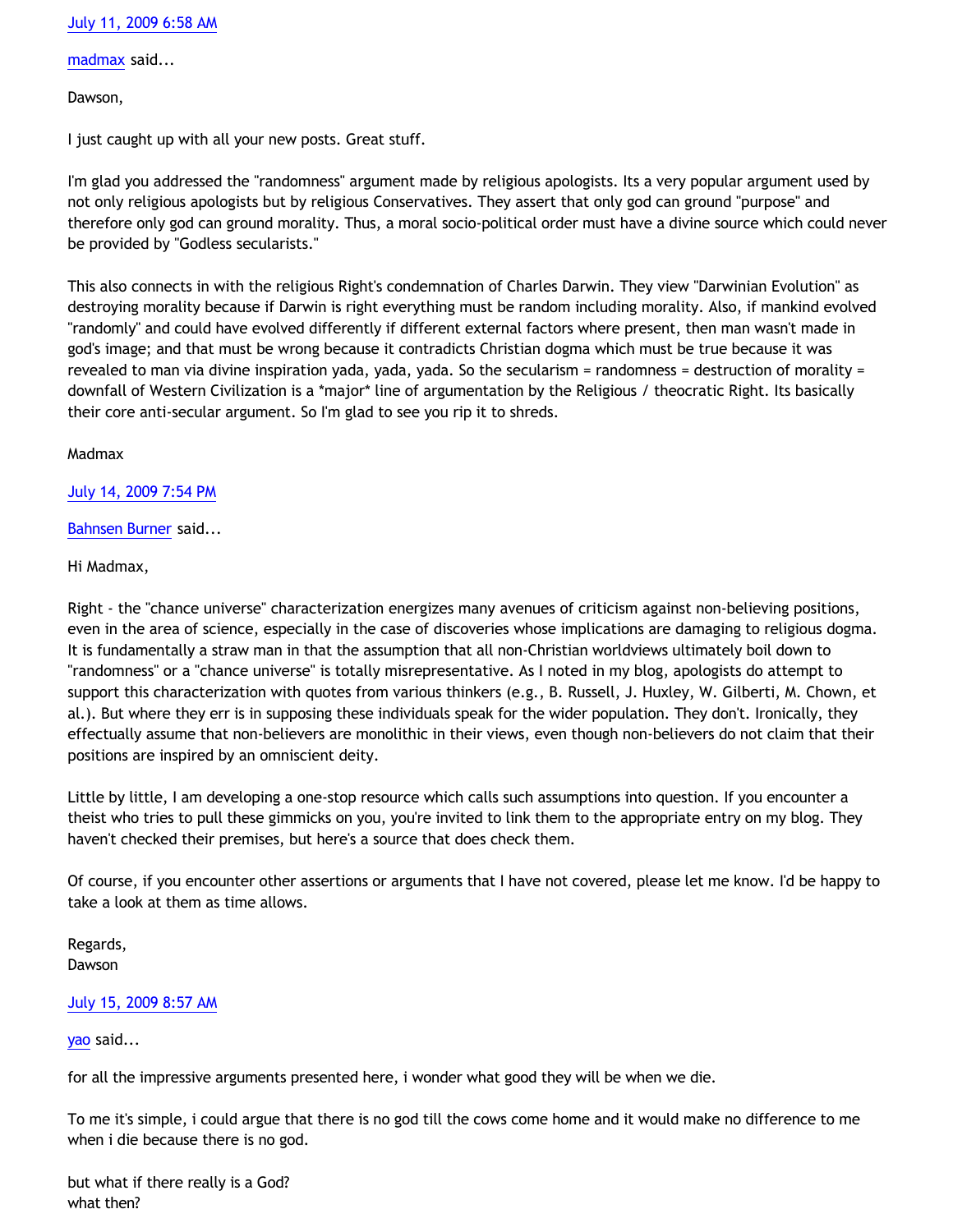July 11, 2009 6:58 AM

madmax said...

Dawson,

I just caught up with all your new posts. Great stuff.

I'm glad you addressed the "randomness" argument made by religious apologists. Its a very popular argument used by not only religious apologists but by religious Conservatives. They assert that only god can ground "purpose" and therefore only god can ground morality. Thus, a moral socio-political order must have a divine source which could never be provided by "Godless secularists."

This also connects in with the religious Right's condemnation of Charles Darwin. They view "Darwinian Evolution" as destroying morality because if Darwin is right everything must be random including morality. Also, if mankind evolved "randomly" and could have evolved differently if different external factors where present, then man wasn't made in god's image; and that must be wrong because it contradicts Christian dogma which must be true because it was revealed to man via divine inspiration yada, yada, yada. So the secularism = randomness = destruction of morality = downfall of Western Civilization is a *major* line of argumentation by the Religious / theocratic Right. Its basically their core anti-secular argument. So I'm glad to see you rip it to shreds.

Madmax

July 14, 2009 7:54 PM

Bahnsen Burner said...

Hi Madmax,

Right - the "chance universe" characterization energizes many avenues of criticism against non-believing positions, even in the area of science, especially in the case of discoveries whose implications are damaging to religious dogma. It is fundamentally a straw man in that the assumption that all non-Christian worldviews ultimately boil down to "randomness" or a "chance universe" is totally misrepresentative. As I noted in my blog, apologists do attempt to support this characterization with quotes from various thinkers (e.g., B. Russell, J. Huxley, W. Gilberti, M. Chown, et al.). But where they err is in supposing these individuals speak for the wider population. They don't. Ironically, they effectually assume that non-believers are monolithic in their views, even though non-believers do not claim that their positions are inspired by an omniscient deity.

Little by little, I am developing a one-stop resource which calls such assumptions into question. If you encounter a theist who tries to pull these gimmicks on you, you're invited to link them to the appropriate entry on my blog. They haven't checked their premises, but here's a source that does check them.

Of course, if you encounter other assertions or arguments that I have not covered, please let me know. I'd be happy to take a look at them as time allows.

Regards,
Dawson

July 15, 2009 8:57 AM

yao said...

for all the impressive arguments presented here, i wonder what good they will be when we die.

To me it's simple, i could argue that there is no god till the cows come home and it would make no difference to me when i die because there is no god.

but what if there really is a God?
what then?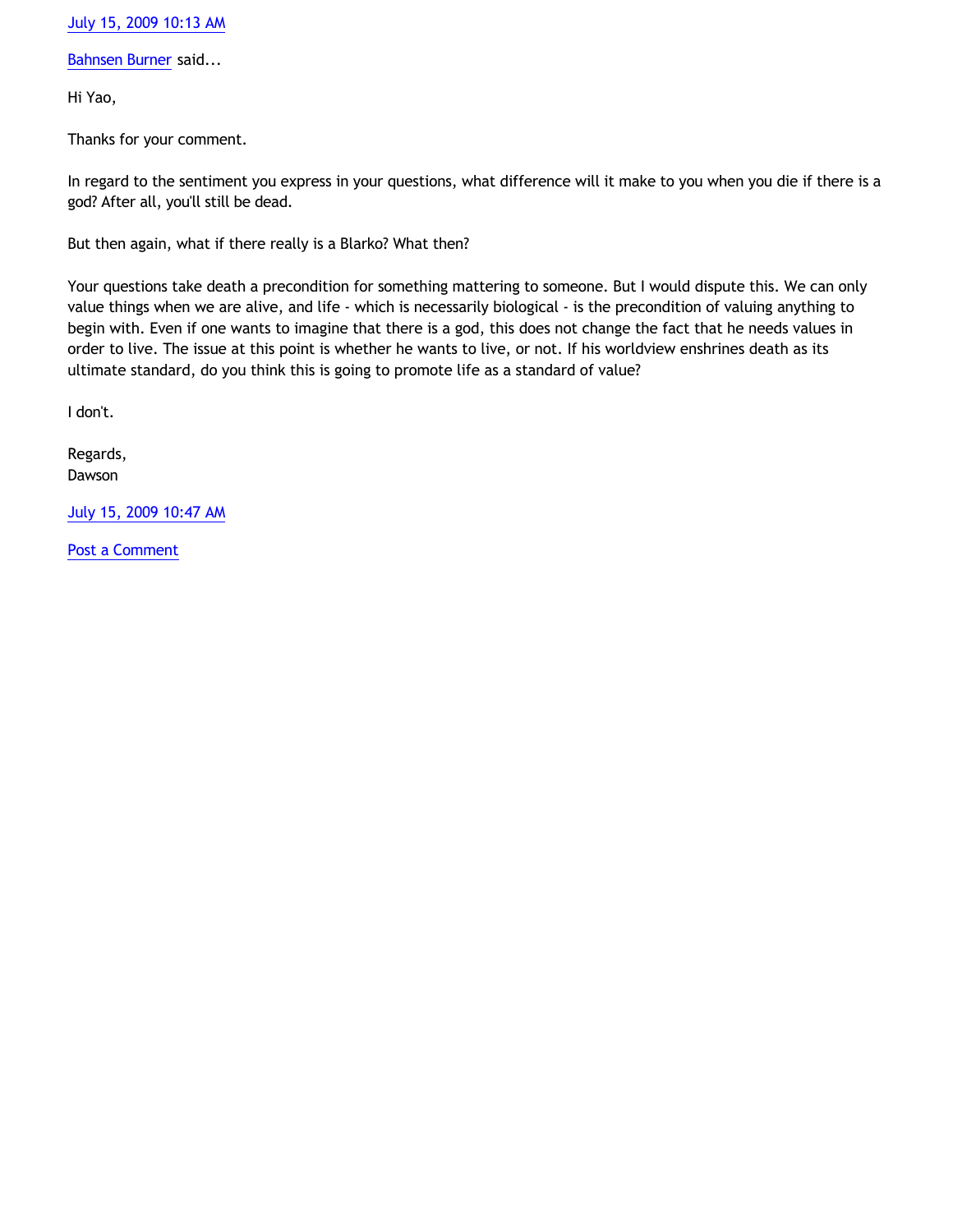July 15, 2009 10:13 AM

Bahnsen Burner said...

Hi Yao,

Thanks for your comment.

In regard to the sentiment you express in your questions, what difference will it make to you when you die if there is a god? After all, you'll still be dead.

But then again, what if there really is a Blarko? What then?

Your questions take death a precondition for something mattering to someone. But I would dispute this. We can only value things when we are alive, and life - which is necessarily biological - is the precondition of valuing anything to begin with. Even if one wants to imagine that there is a god, this does not change the fact that he needs values in order to live. The issue at this point is whether he wants to live, or not. If his worldview enshrines death as its ultimate standard, do you think this is going to promote life as a standard of value?

I don't.

Regards,
Dawson

July 15, 2009 10:47 AM

Post a Comment